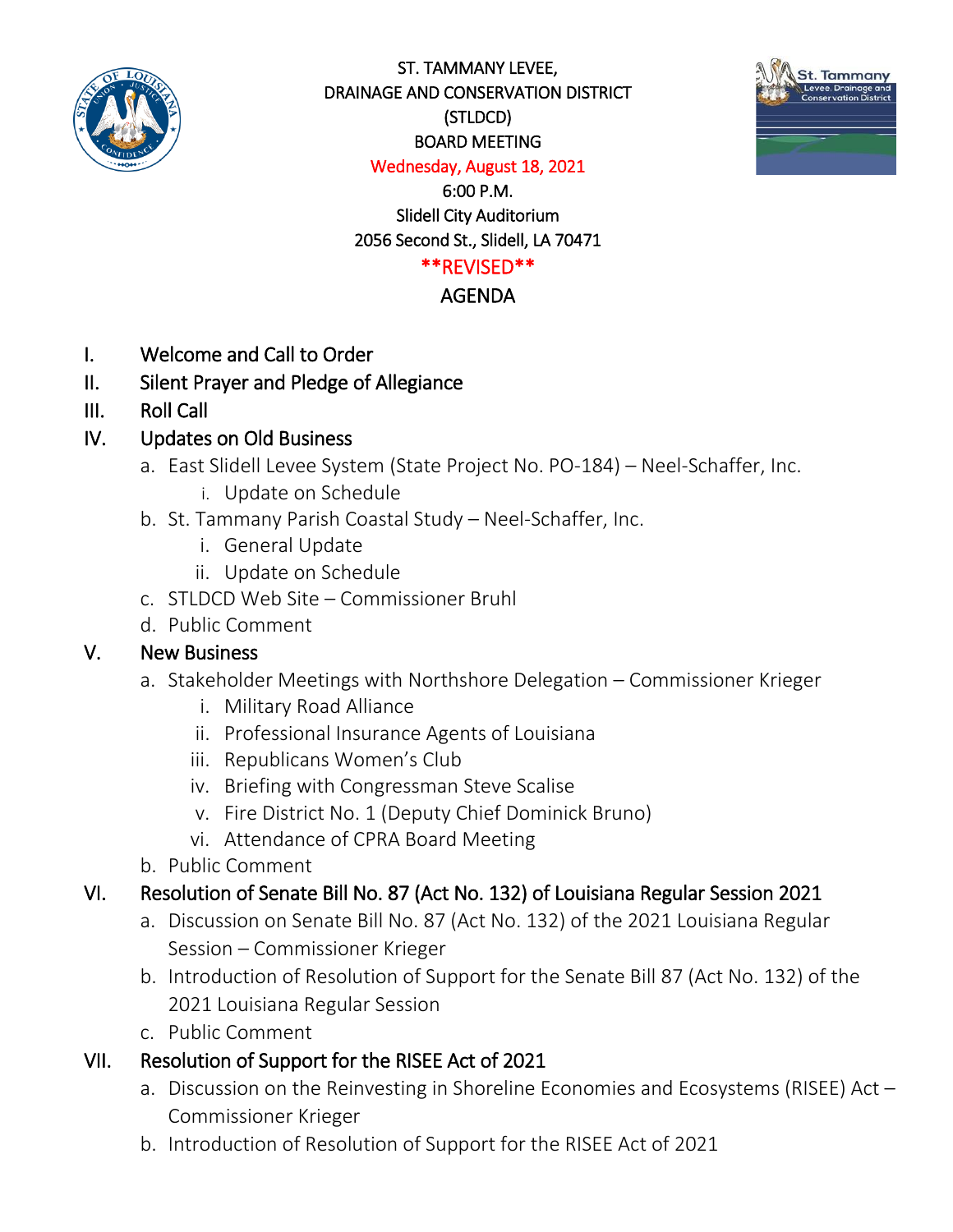ST. TAMMANY LEVEE,
DRAINAGE AND CONSERVATION DISTRICT
(STLDCD)
BOARD MEETING
Wednesday, August 18, 2021
6:00 P.M.
Slidell City Auditorium
2056 Second St., Slidell, LA 70471

**REVISED**

# AGENDA

I. Welcome and Call to Order

II. Silent Prayer and Pledge of Allegiance

III. Roll Call

IV. Updates on Old Business
   a. East Slidell Levee System (State Project No. PO-184) – Neel-Schaffer, Inc.
      i. Update on Schedule
   b. St. Tammany Parish Coastal Study – Neel-Schaffer, Inc.
      i. General Update
      ii. Update on Schedule
   c. STLDCD Web Site – Commissioner Bruhl
   d. Public Comment

V. New Business
   a. Stakeholder Meetings with Northshore Delegation – Commissioner Krieger
      i. Military Road Alliance
      ii. Professional Insurance Agents of Louisiana
      iii. Republicans Women's Club
      iv. Briefing with Congressman Steve Scalise
      v. Fire District No. 1 (Deputy Chief Dominick Bruno)
      vi. Attendance of CPRA Board Meeting
   b. Public Comment

VI. Resolution of Senate Bill No. 87 (Act No. 132) of Louisiana Regular Session 2021
   a. Discussion on Senate Bill No. 87 (Act No. 132) of the 2021 Louisiana Regular Session – Commissioner Krieger
   b. Introduction of Resolution of Support for the Senate Bill 87 (Act No. 132) of the 2021 Louisiana Regular Session
   c. Public Comment

VII. Resolution of Support for the RISEE Act of 2021
   a. Discussion on the Reinvesting in Shoreline Economies and Ecosystems (RISEE) Act – Commissioner Krieger
   b. Introduction of Resolution of Support for the RISEE Act of 2021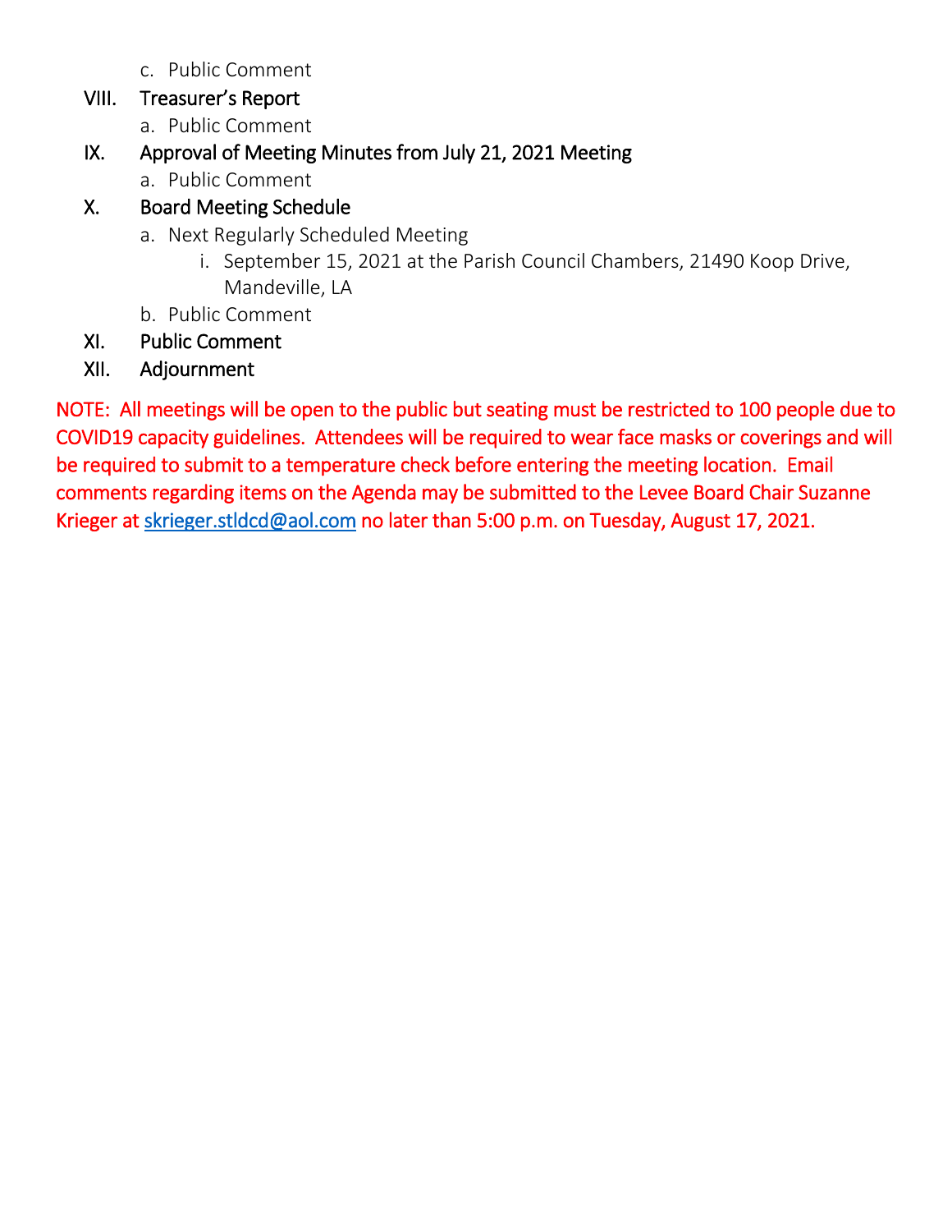c. Public Comment

VIII. Treasurer's Report

a. Public Comment

IX. Approval of Meeting Minutes from July 21, 2021 Meeting

a. Public Comment

X. Board Meeting Schedule

a. Next Regularly Scheduled Meeting

i. September 15, 2021 at the Parish Council Chambers, 21490 Koop Drive, Mandeville, LA

b. Public Comment

XI. Public Comment

XII. Adjournment

NOTE: All meetings will be open to the public but seating must be restricted to 100 people due to COVID19 capacity guidelines. Attendees will be required to wear face masks or coverings and will be required to submit to a temperature check before entering the meeting location. Email comments regarding items on the Agenda may be submitted to the Levee Board Chair Suzanne Krieger at skrieger.stldcd@aol.com no later than 5:00 p.m. on Tuesday, August 17, 2021.